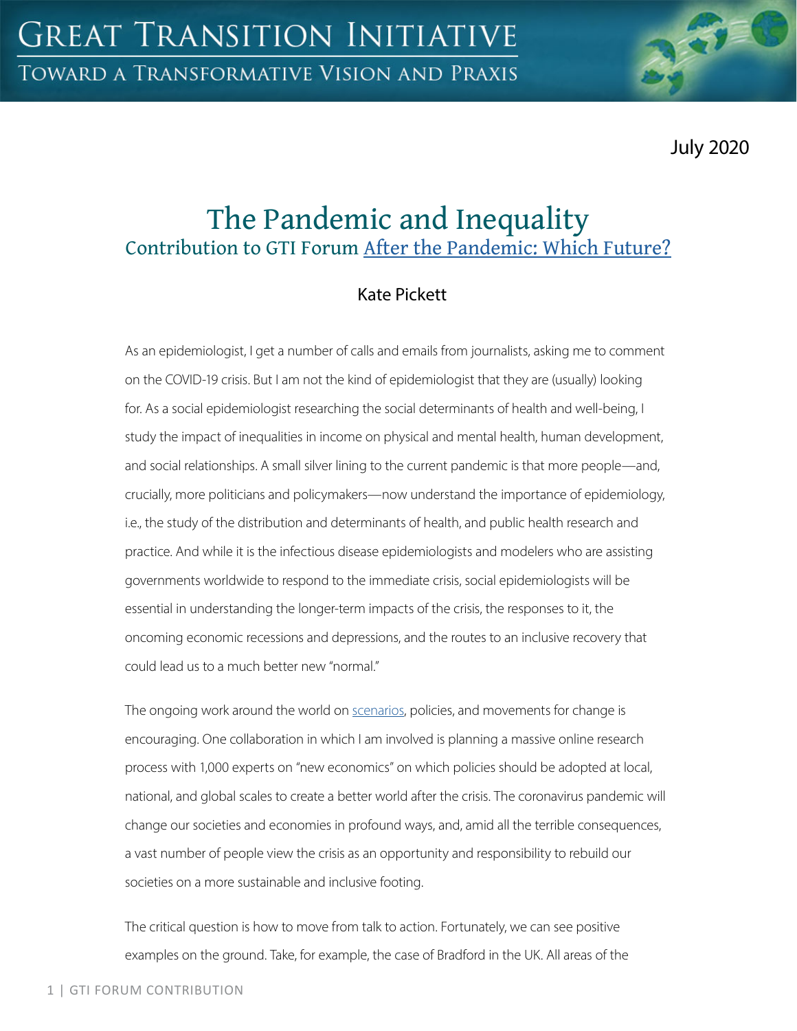# Great Transition Initiative

Toward a Transformative Vision and Praxis

July 2020

## The Pandemic and Inequality

### Contribution to GTI Forum [After the Pandemic: Which Future?]

Kate Pickett

As an epidemiologist, I get a number of calls and emails from journalists, asking me to comment on the COVID-19 crisis. But I am not the kind of epidemiologist that they are (usually) looking for. As a social epidemiologist researching the social determinants of health and well-being, I study the impact of inequalities in income on physical and mental health, human development, and social relationships. A small silver lining to the current pandemic is that more people—and, crucially, more politicians and policymakers—now understand the importance of epidemiology, i.e., the study of the distribution and determinants of health, and public health research and practice. And while it is the infectious disease epidemiologists and modelers who are assisting governments worldwide to respond to the immediate crisis, social epidemiologists will be essential in understanding the longer-term impacts of the crisis, the responses to it, the oncoming economic recessions and depressions, and the routes to an inclusive recovery that could lead us to a much better new "normal."

The ongoing work around the world on scenarios, policies, and movements for change is encouraging. One collaboration in which I am involved is planning a massive online research process with 1,000 experts on "new economics" on which policies should be adopted at local, national, and global scales to create a better world after the crisis. The coronavirus pandemic will change our societies and economies in profound ways, and, amid all the terrible consequences, a vast number of people view the crisis as an opportunity and responsibility to rebuild our societies on a more sustainable and inclusive footing.

The critical question is how to move from talk to action. Fortunately, we can see positive examples on the ground. Take, for example, the case of Bradford in the UK. All areas of the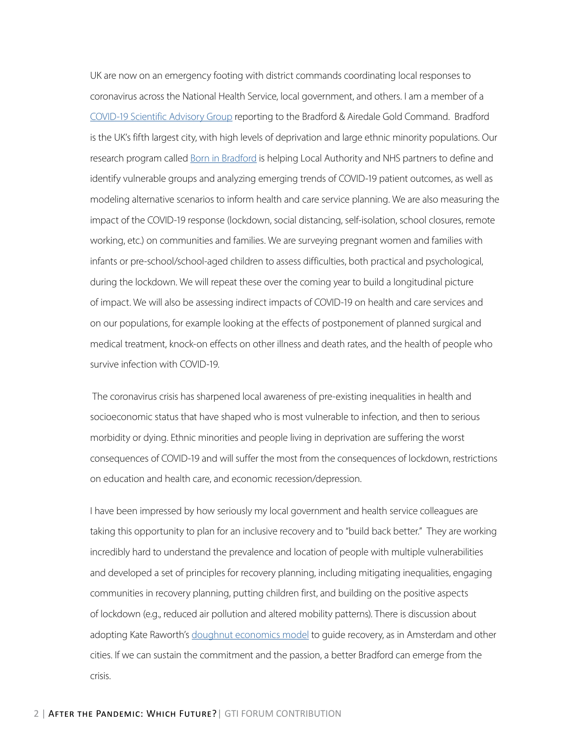UK are now on an emergency footing with district commands coordinating local responses to coronavirus across the National Health Service, local government, and others. I am a member of a COVID-19 Scientific Advisory Group reporting to the Bradford & Airedale Gold Command. Bradford is the UK's fifth largest city, with high levels of deprivation and large ethnic minority populations. Our research program called Born in Bradford is helping Local Authority and NHS partners to define and identify vulnerable groups and analyzing emerging trends of COVID-19 patient outcomes, as well as modeling alternative scenarios to inform health and care service planning. We are also measuring the impact of the COVID-19 response (lockdown, social distancing, self-isolation, school closures, remote working, etc.) on communities and families. We are surveying pregnant women and families with infants or pre-school/school-aged children to assess difficulties, both practical and psychological, during the lockdown. We will repeat these over the coming year to build a longitudinal picture of impact. We will also be assessing indirect impacts of COVID-19 on health and care services and on our populations, for example looking at the effects of postponement of planned surgical and medical treatment, knock-on effects on other illness and death rates, and the health of people who survive infection with COVID-19.

The coronavirus crisis has sharpened local awareness of pre-existing inequalities in health and socioeconomic status that have shaped who is most vulnerable to infection, and then to serious morbidity or dying. Ethnic minorities and people living in deprivation are suffering the worst consequences of COVID-19 and will suffer the most from the consequences of lockdown, restrictions on education and health care, and economic recession/depression.

I have been impressed by how seriously my local government and health service colleagues are taking this opportunity to plan for an inclusive recovery and to "build back better." They are working incredibly hard to understand the prevalence and location of people with multiple vulnerabilities and developed a set of principles for recovery planning, including mitigating inequalities, engaging communities in recovery planning, putting children first, and building on the positive aspects of lockdown (e.g., reduced air pollution and altered mobility patterns). There is discussion about adopting Kate Raworth's doughnut economics model to guide recovery, as in Amsterdam and other cities. If we can sustain the commitment and the passion, a better Bradford can emerge from the crisis.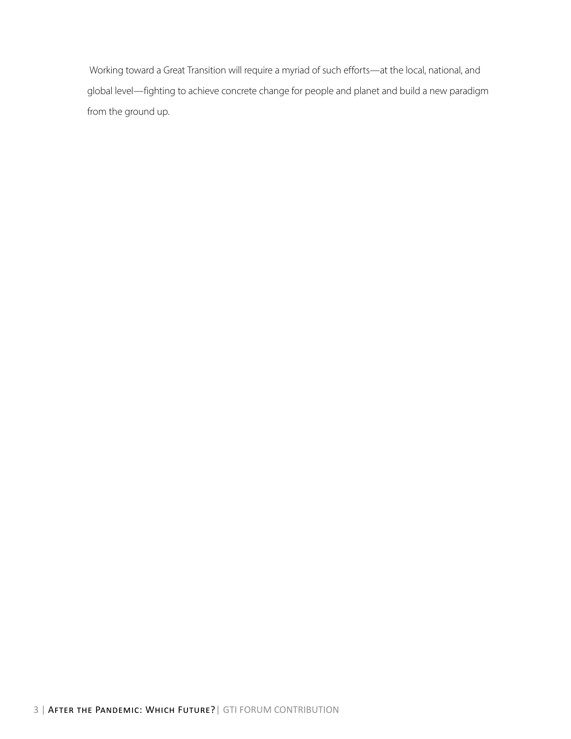Working toward a Great Transition will require a myriad of such efforts—at the local, national, and global level—fighting to achieve concrete change for people and planet and build a new paradigm from the ground up.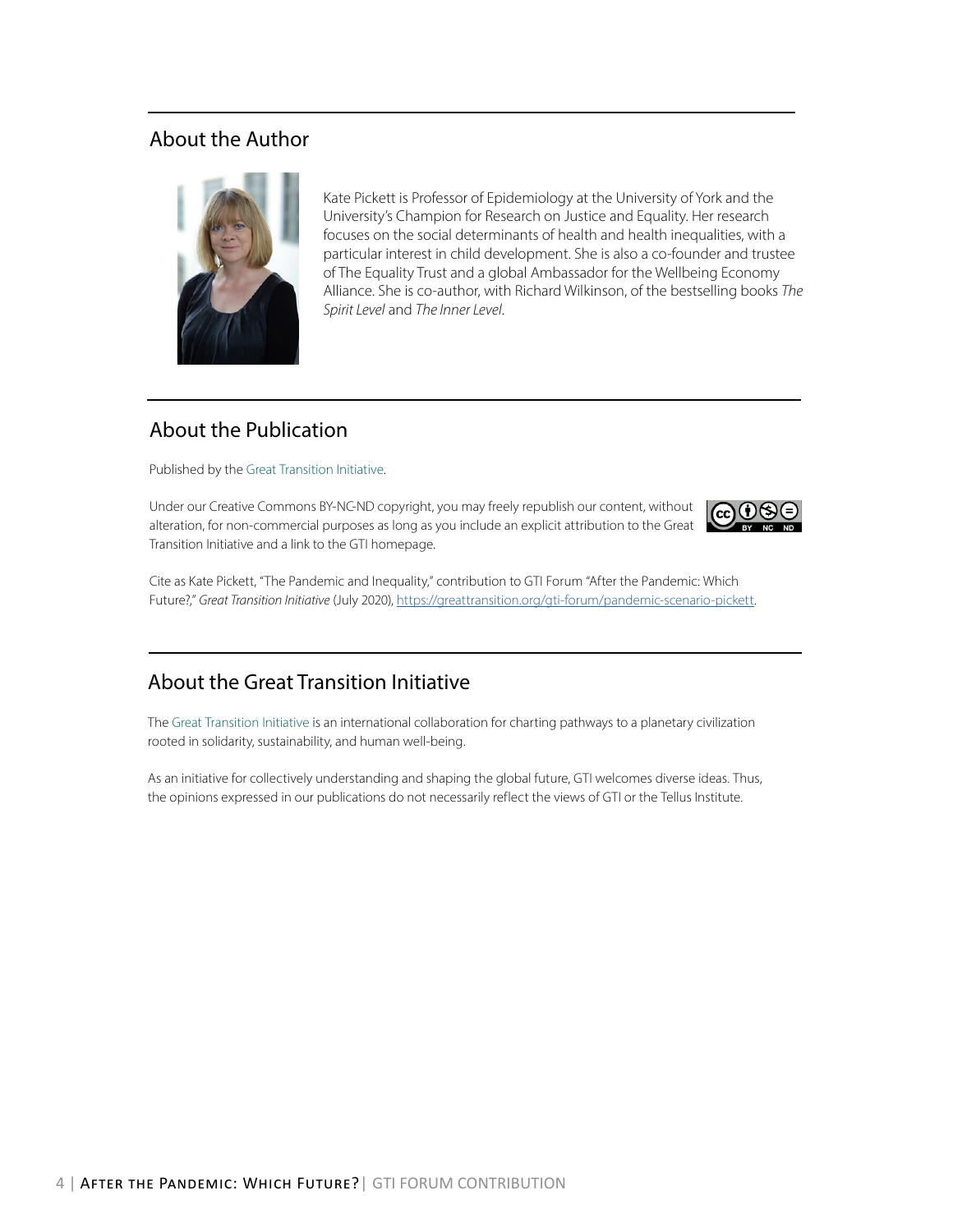## About the Author

Kate Pickett is Professor of Epidemiology at the University of York and the University's Champion for Research on Justice and Equality. Her research focuses on the social determinants of health and health inequalities, with a particular interest in child development. She is also a co-founder and trustee of The Equality Trust and a global Ambassador for the Wellbeing Economy Alliance. She is co-author, with Richard Wilkinson, of the bestselling books *The Spirit Level* and *The Inner Level*.

## About the Publication

Published by the Great Transition Initiative.

Under our Creative Commons BY-NC-ND copyright, you may freely republish our content, without alteration, for non-commercial purposes as long as you include an explicit attribution to the Great Transition Initiative and a link to the GTI homepage.

Cite as Kate Pickett, "The Pandemic and Inequality," contribution to GTI Forum "After the Pandemic: Which Future?," *Great Transition Initiative* (July 2020), https://greattransition.org/gti-forum/pandemic-scenario-pickett.

## About the Great Transition Initiative

The Great Transition Initiative is an international collaboration for charting pathways to a planetary civilization rooted in solidarity, sustainability, and human well-being.

As an initiative for collectively understanding and shaping the global future, GTI welcomes diverse ideas. Thus, the opinions expressed in our publications do not necessarily reflect the views of GTI or the Tellus Institute.